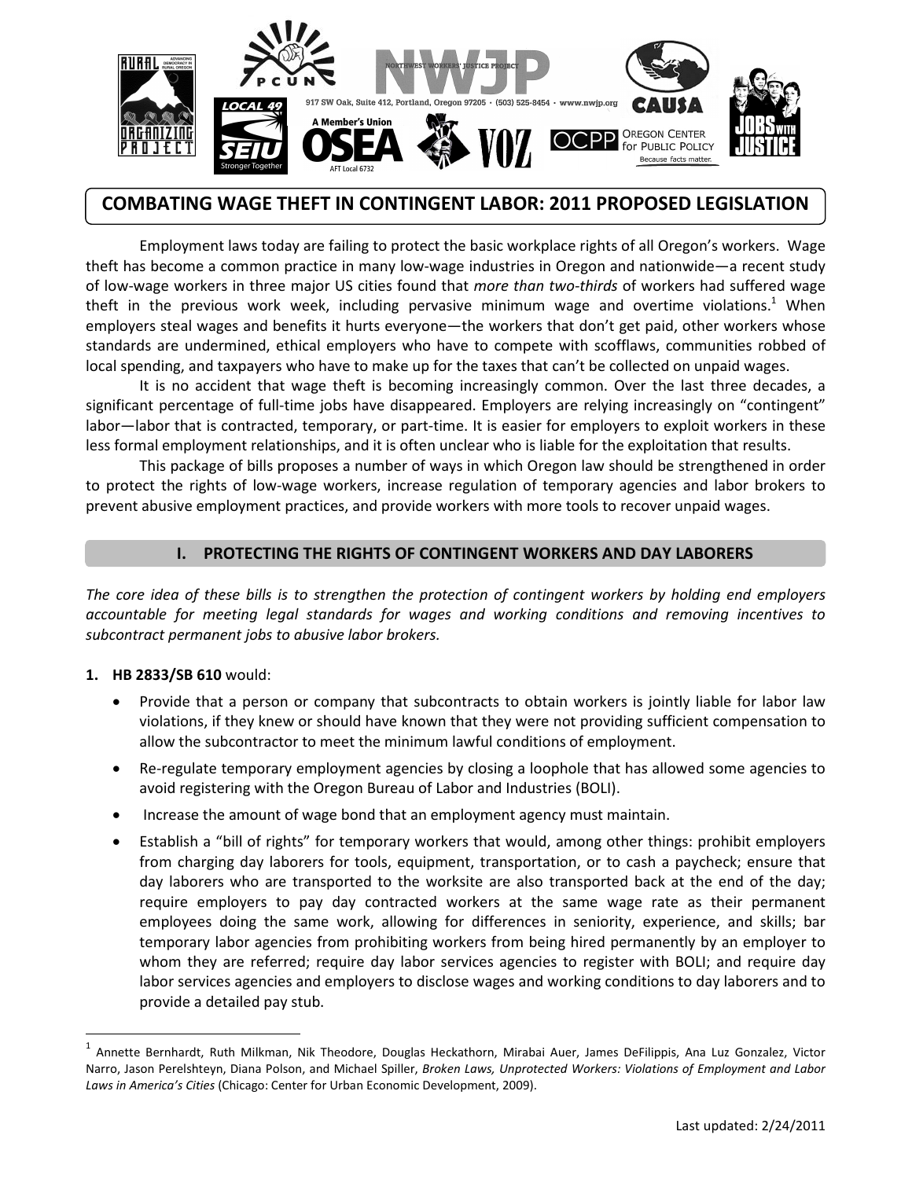917 SW Oak, Suite 412, Portland, Oregon 97205 · (503) 525-8454 · www.nwjp.org

# COMBATING WAGE THEFT IN CONTINGENT LABOR: 2011 PROPOSED LEGISLATION

Employment laws today are failing to protect the basic workplace rights of all Oregon's workers. Wage theft has become a common practice in many low-wage industries in Oregon and nationwide—a recent study of low-wage workers in three major US cities found that *more than two-thirds* of workers had suffered wage theft in the previous work week, including pervasive minimum wage and overtime violations.[1] When employers steal wages and benefits it hurts everyone—the workers that don't get paid, other workers whose standards are undermined, ethical employers who have to compete with scofflaws, communities robbed of local spending, and taxpayers who have to make up for the taxes that can't be collected on unpaid wages.

It is no accident that wage theft is becoming increasingly common. Over the last three decades, a significant percentage of full-time jobs have disappeared. Employers are relying increasingly on "contingent" labor—labor that is contracted, temporary, or part-time. It is easier for employers to exploit workers in these less formal employment relationships, and it is often unclear who is liable for the exploitation that results.

This package of bills proposes a number of ways in which Oregon law should be strengthened in order to protect the rights of low-wage workers, increase regulation of temporary agencies and labor brokers to prevent abusive employment practices, and provide workers with more tools to recover unpaid wages.

## I. PROTECTING THE RIGHTS OF CONTINGENT WORKERS AND DAY LABORERS

*The core idea of these bills is to strengthen the protection of contingent workers by holding end employers accountable for meeting legal standards for wages and working conditions and removing incentives to subcontract permanent jobs to abusive labor brokers.*

1. **HB 2833/SB 610** would:
   - Provide that a person or company that subcontracts to obtain workers is jointly liable for labor law violations, if they knew or should have known that they were not providing sufficient compensation to allow the subcontractor to meet the minimum lawful conditions of employment.
   - Re-regulate temporary employment agencies by closing a loophole that has allowed some agencies to avoid registering with the Oregon Bureau of Labor and Industries (BOLI).
   - Increase the amount of wage bond that an employment agency must maintain.
   - Establish a "bill of rights" for temporary workers that would, among other things: prohibit employers from charging day laborers for tools, equipment, transportation, or to cash a paycheck; ensure that day laborers who are transported to the worksite are also transported back at the end of the day; require employers to pay day contracted workers at the same wage rate as their permanent employees doing the same work, allowing for differences in seniority, experience, and skills; bar temporary labor agencies from prohibiting workers from being hired permanently by an employer to whom they are referred; require day labor services agencies to register with BOLI; and require day labor services agencies and employers to disclose wages and working conditions to day laborers and to provide a detailed pay stub.

[1] Annette Bernhardt, Ruth Milkman, Nik Theodore, Douglas Heckathorn, Mirabai Auer, James DeFilippis, Ana Luz Gonzalez, Victor Narro, Jason Perelshteyn, Diana Polson, and Michael Spiller, *Broken Laws, Unprotected Workers: Violations of Employment and Labor Laws in America's Cities* (Chicago: Center for Urban Economic Development, 2009).

Last updated: 2/24/2011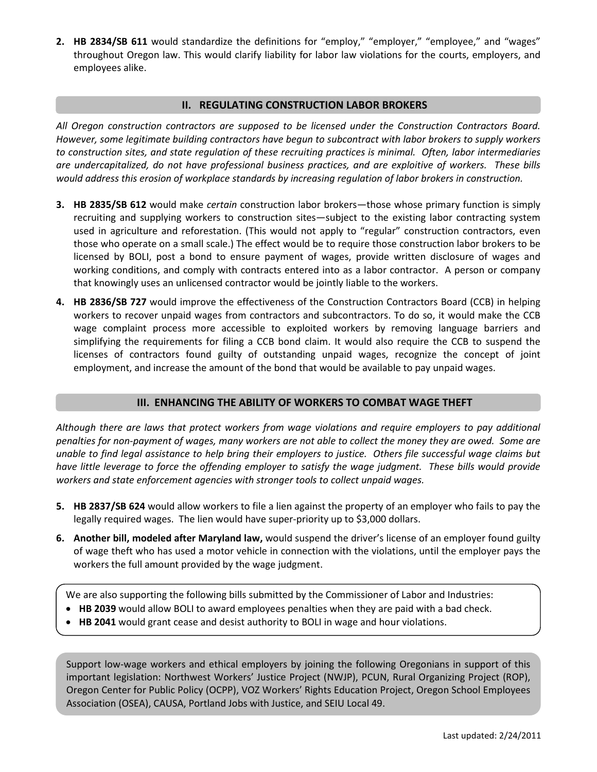2. **HB 2834/SB 611** would standardize the definitions for "employ," "employer," "employee," and "wages" throughout Oregon law. This would clarify liability for labor law violations for the courts, employers, and employees alike.

## II. REGULATING CONSTRUCTION LABOR BROKERS

*All Oregon construction contractors are supposed to be licensed under the Construction Contractors Board. However, some legitimate building contractors have begun to subcontract with labor brokers to supply workers to construction sites, and state regulation of these recruiting practices is minimal. Often, labor intermediaries are undercapitalized, do not have professional business practices, and are exploitive of workers. These bills would address this erosion of workplace standards by increasing regulation of labor brokers in construction.*

3. **HB 2835/SB 612** would make *certain* construction labor brokers—those whose primary function is simply recruiting and supplying workers to construction sites—subject to the existing labor contracting system used in agriculture and reforestation. (This would not apply to "regular" construction contractors, even those who operate on a small scale.) The effect would be to require those construction labor brokers to be licensed by BOLI, post a bond to ensure payment of wages, provide written disclosure of wages and working conditions, and comply with contracts entered into as a labor contractor. A person or company that knowingly uses an unlicensed contractor would be jointly liable to the workers.
4. **HB 2836/SB 727** would improve the effectiveness of the Construction Contractors Board (CCB) in helping workers to recover unpaid wages from contractors and subcontractors. To do so, it would make the CCB wage complaint process more accessible to exploited workers by removing language barriers and simplifying the requirements for filing a CCB bond claim. It would also require the CCB to suspend the licenses of contractors found guilty of outstanding unpaid wages, recognize the concept of joint employment, and increase the amount of the bond that would be available to pay unpaid wages.

## III. ENHANCING THE ABILITY OF WORKERS TO COMBAT WAGE THEFT

*Although there are laws that protect workers from wage violations and require employers to pay additional penalties for non-payment of wages, many workers are not able to collect the money they are owed. Some are unable to find legal assistance to help bring their employers to justice. Others file successful wage claims but have little leverage to force the offending employer to satisfy the wage judgment. These bills would provide workers and state enforcement agencies with stronger tools to collect unpaid wages.*

5. **HB 2837/SB 624** would allow workers to file a lien against the property of an employer who fails to pay the legally required wages. The lien would have super-priority up to $3,000 dollars.
6. **Another bill, modeled after Maryland law,** would suspend the driver's license of an employer found guilty of wage theft who has used a motor vehicle in connection with the violations, until the employer pays the workers the full amount provided by the wage judgment.

We are also supporting the following bills submitted by the Commissioner of Labor and Industries:

- **HB 2039** would allow BOLI to award employees penalties when they are paid with a bad check.
- **HB 2041** would grant cease and desist authority to BOLI in wage and hour violations.

Support low-wage workers and ethical employers by joining the following Oregonians in support of this important legislation: Northwest Workers' Justice Project (NWJP), PCUN, Rural Organizing Project (ROP), Oregon Center for Public Policy (OCPP), VOZ Workers' Rights Education Project, Oregon School Employees Association (OSEA), CAUSA, Portland Jobs with Justice, and SEIU Local 49.

Last updated: 2/24/2011